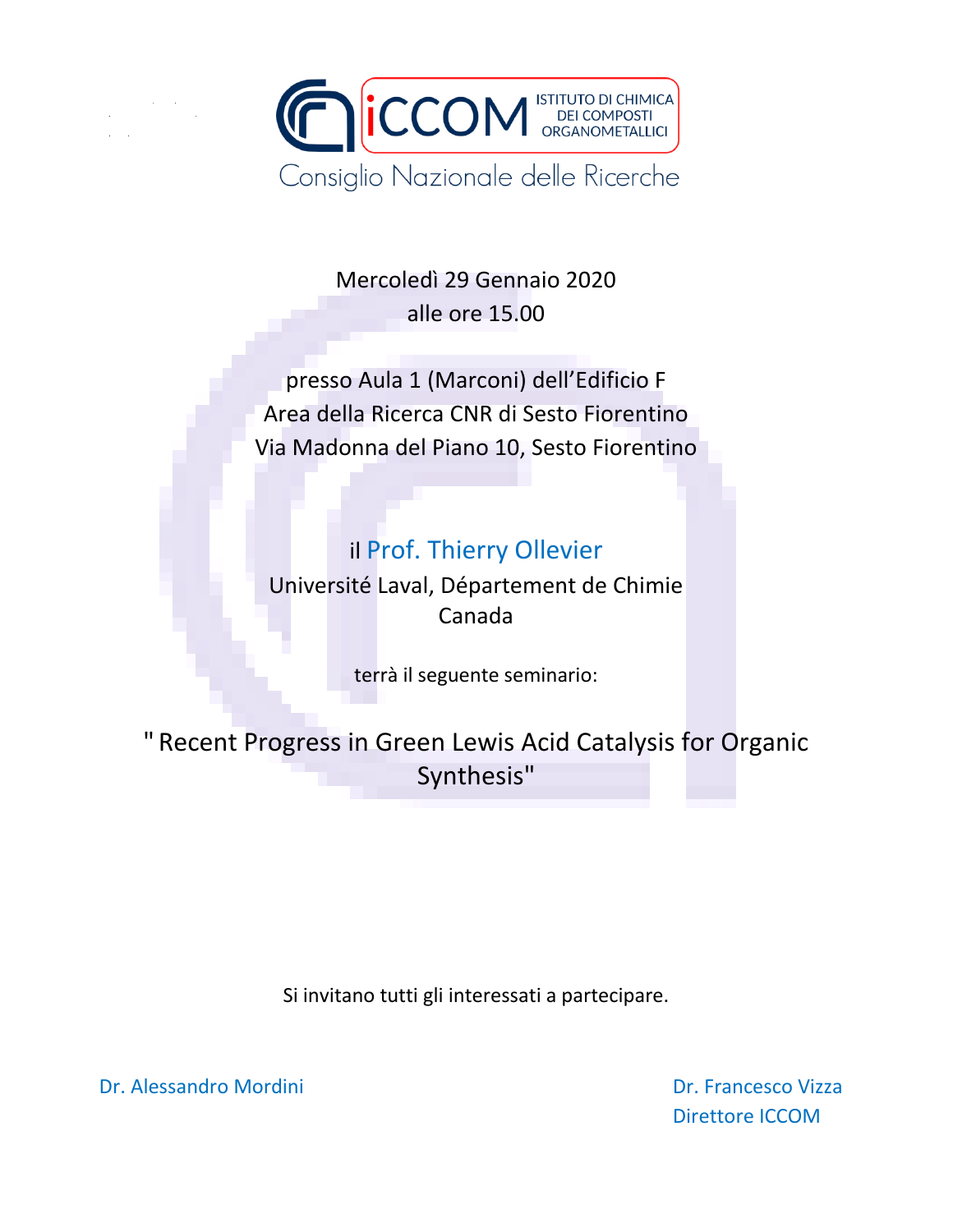iCCOM ISTITUTO DI CHIMICA DEI COMPOSTI ORGANOMETALLICI

Consiglio Nazionale delle Ricerche

Mercoledì 29 Gennaio 2020
alle ore 15.00

presso Aula 1 (Marconi) dell'Edificio F
Area della Ricerca CNR di Sesto Fiorentino
Via Madonna del Piano 10, Sesto Fiorentino

il Prof. Thierry Ollevier
Université Laval, Département de Chimie
Canada

terrà il seguente seminario:

## " Recent Progress in Green Lewis Acid Catalysis for Organic Synthesis"

Si invitano tutti gli interessati a partecipare.

Dr. Alessandro Mordini

Dr. Francesco Vizza
Direttore ICCOM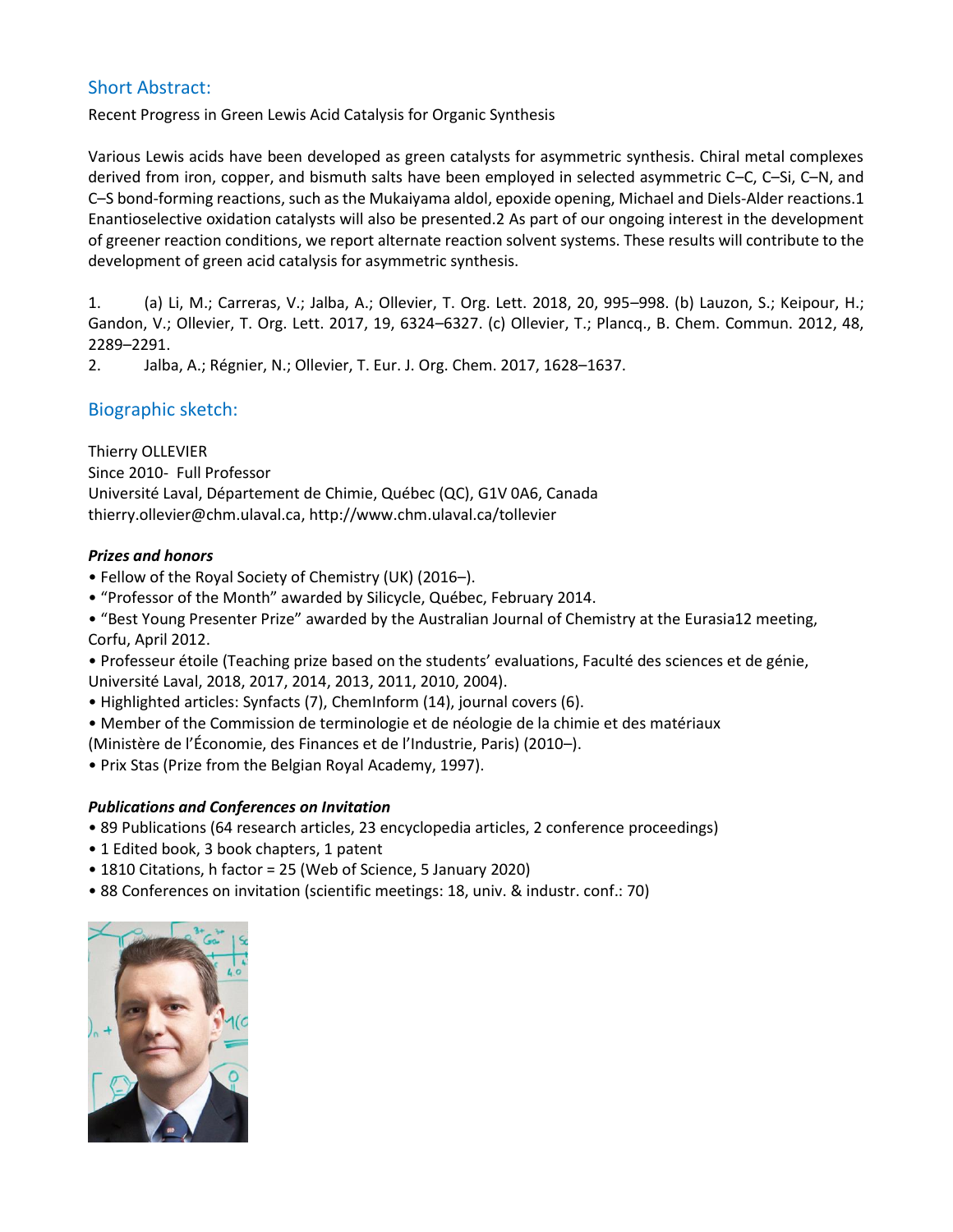## Short Abstract:

Recent Progress in Green Lewis Acid Catalysis for Organic Synthesis

Various Lewis acids have been developed as green catalysts for asymmetric synthesis. Chiral metal complexes derived from iron, copper, and bismuth salts have been employed in selected asymmetric C–C, C–Si, C–N, and C–S bond-forming reactions, such as the Mukaiyama aldol, epoxide opening, Michael and Diels-Alder reactions.1 Enantioselective oxidation catalysts will also be presented.2 As part of our ongoing interest in the development of greener reaction conditions, we report alternate reaction solvent systems. These results will contribute to the development of green acid catalysis for asymmetric synthesis.

1. (a) Li, M.; Carreras, V.; Jalba, A.; Ollevier, T. Org. Lett. 2018, 20, 995–998. (b) Lauzon, S.; Keipour, H.; Gandon, V.; Ollevier, T. Org. Lett. 2017, 19, 6324–6327. (c) Ollevier, T.; Plancq., B. Chem. Commun. 2012, 48, 2289–2291.
2. Jalba, A.; Régnier, N.; Ollevier, T. Eur. J. Org. Chem. 2017, 1628–1637.

## Biographic sketch:

Thierry OLLEVIER
Since 2010- Full Professor
Université Laval, Département de Chimie, Québec (QC), G1V 0A6, Canada
thierry.ollevier@chm.ulaval.ca, http://www.chm.ulaval.ca/tollevier

***Prizes and honors***

- Fellow of the Royal Society of Chemistry (UK) (2016–).
- "Professor of the Month" awarded by Silicycle, Québec, February 2014.
- "Best Young Presenter Prize" awarded by the Australian Journal of Chemistry at the Eurasia12 meeting, Corfu, April 2012.
- Professeur étoile (Teaching prize based on the students' evaluations, Faculté des sciences et de génie, Université Laval, 2018, 2017, 2014, 2013, 2011, 2010, 2004).
- Highlighted articles: Synfacts (7), ChemInform (14), journal covers (6).
- Member of the Commission de terminologie et de néologie de la chimie et des matériaux (Ministère de l'Économie, des Finances et de l'Industrie, Paris) (2010–).
- Prix Stas (Prize from the Belgian Royal Academy, 1997).

***Publications and Conferences on Invitation***

- 89 Publications (64 research articles, 23 encyclopedia articles, 2 conference proceedings)
- 1 Edited book, 3 book chapters, 1 patent
- 1810 Citations, h factor = 25 (Web of Science, 5 January 2020)
- 88 Conferences on invitation (scientific meetings: 18, univ. & industr. conf.: 70)